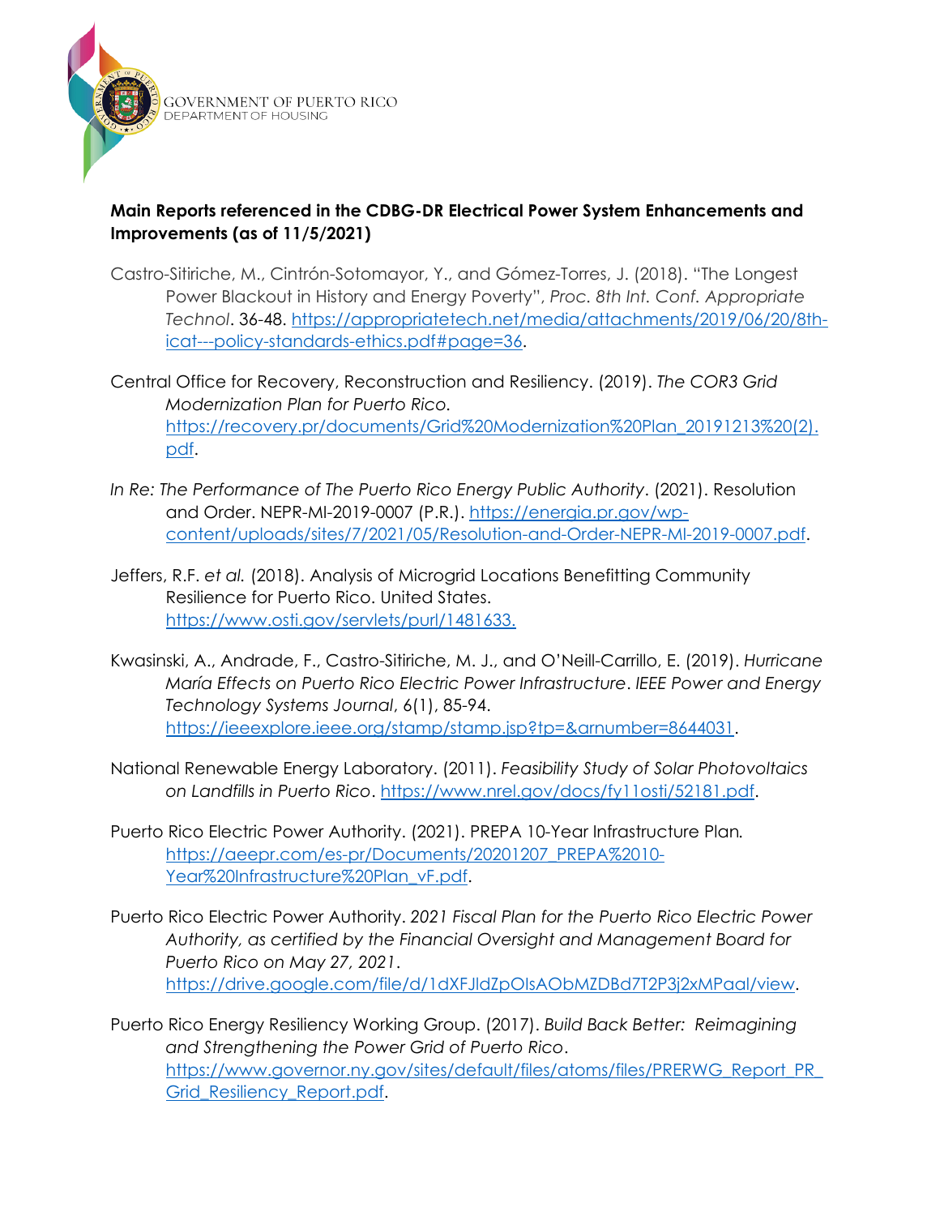GOVERNMENT OF PUERTO RICO
DEPARTMENT OF HOUSING

**Main Reports referenced in the CDBG-DR Electrical Power System Enhancements and Improvements (as of 11/5/2021)**

Castro-Sitiriche, M., Cintrón-Sotomayor, Y., and Gómez-Torres, J. (2018). "The Longest Power Blackout in History and Energy Poverty", *Proc. 8th Int. Conf. Appropriate Technol*. 36-48. https://appropriatetech.net/media/attachments/2019/06/20/8th-icat---policy-standards-ethics.pdf#page=36.

Central Office for Recovery, Reconstruction and Resiliency. (2019). *The COR3 Grid Modernization Plan for Puerto Rico.* https://recovery.pr/documents/Grid%20Modernization%20Plan_20191213%20(2).pdf.

*In Re: The Performance of The Puerto Rico Energy Public Authority*. (2021). Resolution and Order. NEPR-MI-2019-0007 (P.R.). https://energia.pr.gov/wp-content/uploads/sites/7/2021/05/Resolution-and-Order-NEPR-MI-2019-0007.pdf.

Jeffers, R.F. *et al.* (2018). Analysis of Microgrid Locations Benefitting Community Resilience for Puerto Rico. United States. https://www.osti.gov/servlets/purl/1481633.

Kwasinski, A., Andrade, F., Castro-Sitiriche, M. J., and O'Neill-Carrillo, E. (2019). *Hurricane María Effects on Puerto Rico Electric Power Infrastructure*. *IEEE Power and Energy Technology Systems Journal*, 6(1), 85-94. https://ieeexplore.ieee.org/stamp/stamp.jsp?tp=&arnumber=8644031.

National Renewable Energy Laboratory. (2011). *Feasibility Study of Solar Photovoltaics on Landfills in Puerto Rico*. https://www.nrel.gov/docs/fy11osti/52181.pdf.

Puerto Rico Electric Power Authority. (2021). PREPA 10-Year Infrastructure Plan. https://aeepr.com/es-pr/Documents/20201207_PREPA%2010-Year%20Infrastructure%20Plan_vF.pdf.

Puerto Rico Electric Power Authority. *2021 Fiscal Plan for the Puerto Rico Electric Power Authority, as certified by the Financial Oversight and Management Board for Puerto Rico on May 27, 2021*. https://drive.google.com/file/d/1dXFJldZpOIsAObMZDBd7T2P3j2xMPaal/view.

Puerto Rico Energy Resiliency Working Group. (2017). *Build Back Better: Reimagining and Strengthening the Power Grid of Puerto Rico*. https://www.governor.ny.gov/sites/default/files/atoms/files/PRERWG_Report_PR_Grid_Resiliency_Report.pdf.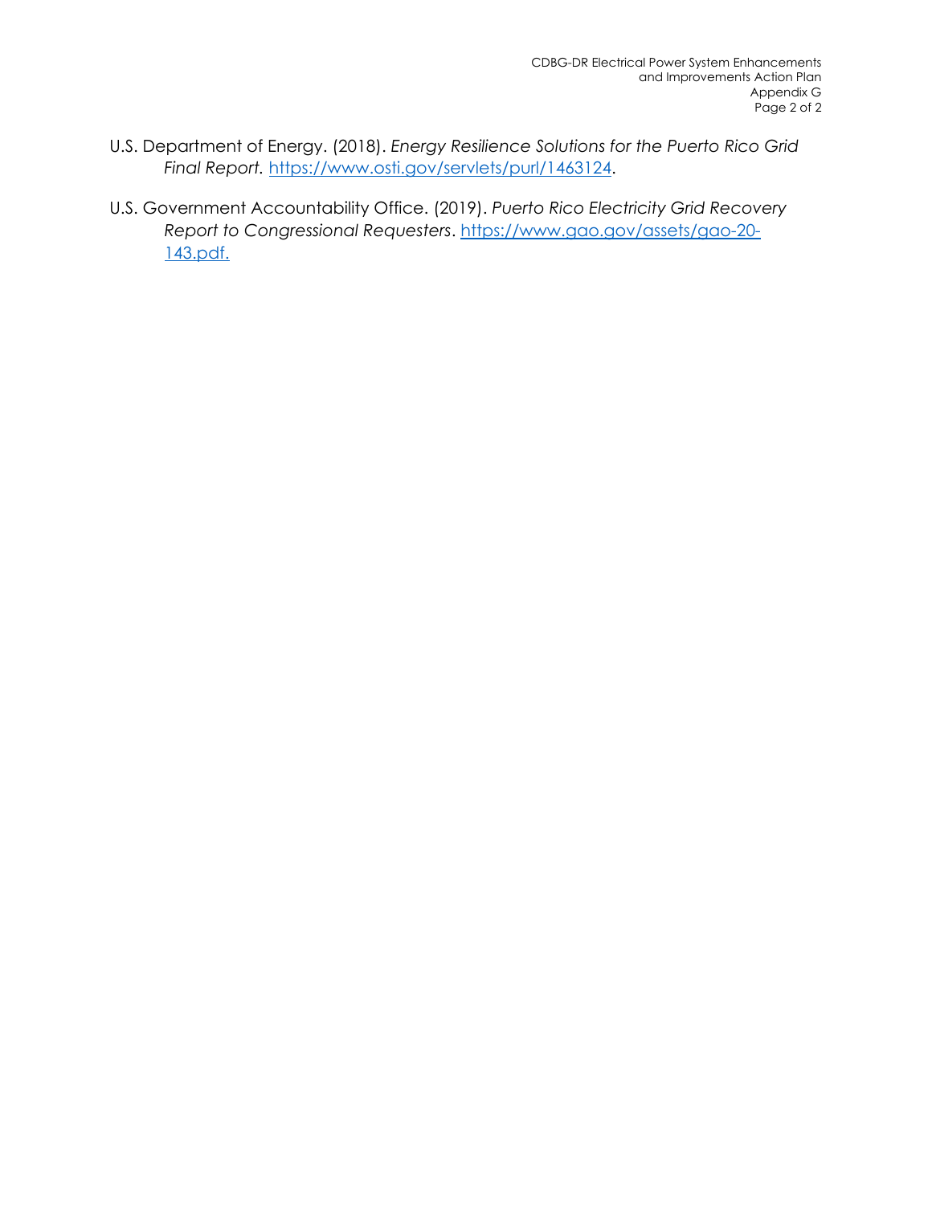U.S. Department of Energy. (2018). *Energy Resilience Solutions for the Puerto Rico Grid Final Report.* https://www.osti.gov/servlets/purl/1463124.

U.S. Government Accountability Office. (2019). *Puerto Rico Electricity Grid Recovery Report to Congressional Requesters*. https://www.gao.gov/assets/gao-20-143.pdf.